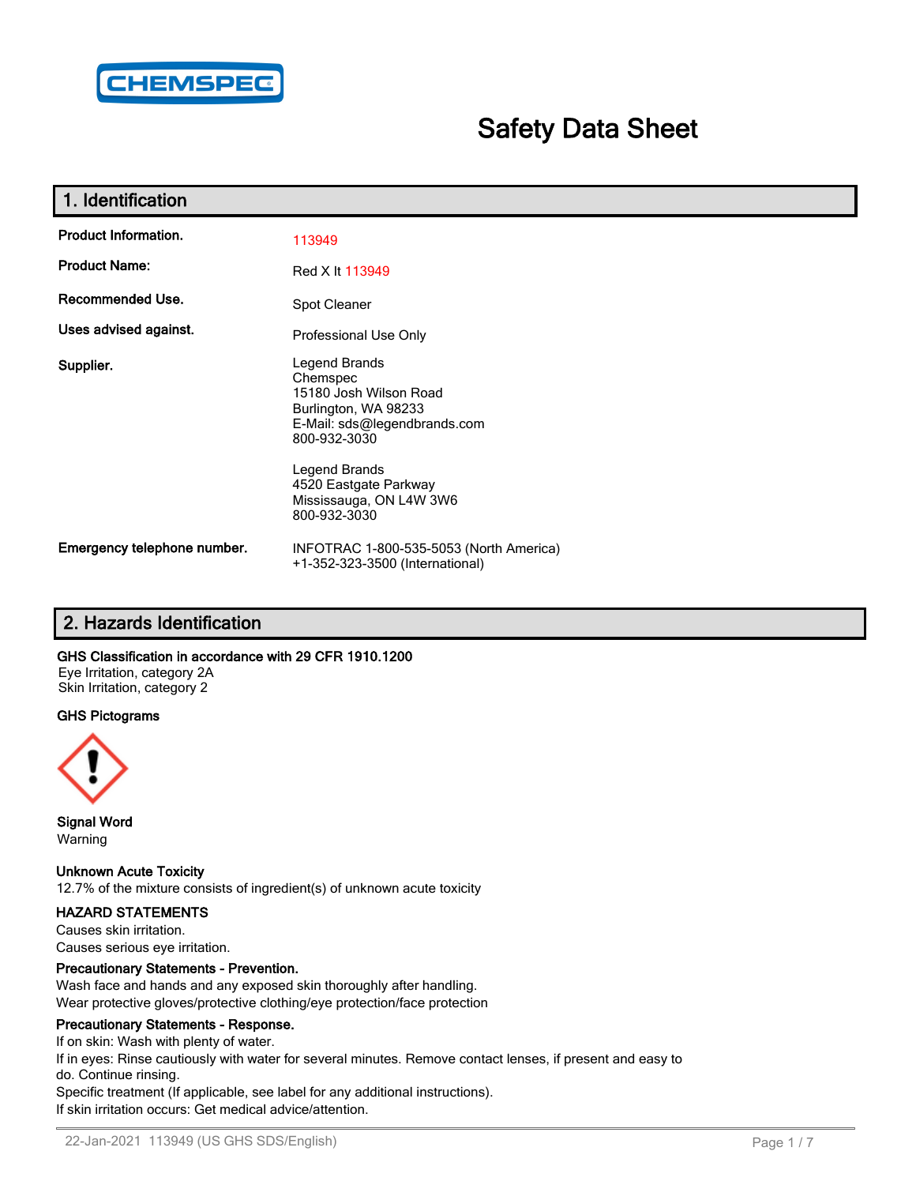# Safety Data Sheet

## 1. Identification

| | |
|---|---|
| **Product Information.** | 113949 |
| **Product Name:** | Red X It 113949 |
| **Recommended Use.** | Spot Cleaner |
| **Uses advised against.** | Professional Use Only |
| **Supplier.** | Legend Brands<br>Chemspec<br>15180 Josh Wilson Road<br>Burlington, WA 98233<br>E-Mail: sds@legendbrands.com<br>800-932-3030<br><br>Legend Brands<br>4520 Eastgate Parkway<br>Mississauga, ON L4W 3W6<br>800-932-3030 |
| **Emergency telephone number.** | INFOTRAC 1-800-535-5053 (North America)<br>+1-352-323-3500 (International) |

## 2. Hazards Identification

**GHS Classification in accordance with 29 CFR 1910.1200**

Eye Irritation, category 2A

Skin Irritation, category 2

**GHS Pictograms**

**Signal Word**

Warning

**Unknown Acute Toxicity**

12.7% of the mixture consists of ingredient(s) of unknown acute toxicity

**HAZARD STATEMENTS**

Causes skin irritation.

Causes serious eye irritation.

**Precautionary Statements - Prevention.**

Wash face and hands and any exposed skin thoroughly after handling.

Wear protective gloves/protective clothing/eye protection/face protection

**Precautionary Statements - Response.**

If on skin: Wash with plenty of water.

If in eyes: Rinse cautiously with water for several minutes. Remove contact lenses, if present and easy to do. Continue rinsing.

Specific treatment (If applicable, see label for any additional instructions).

If skin irritation occurs: Get medical advice/attention.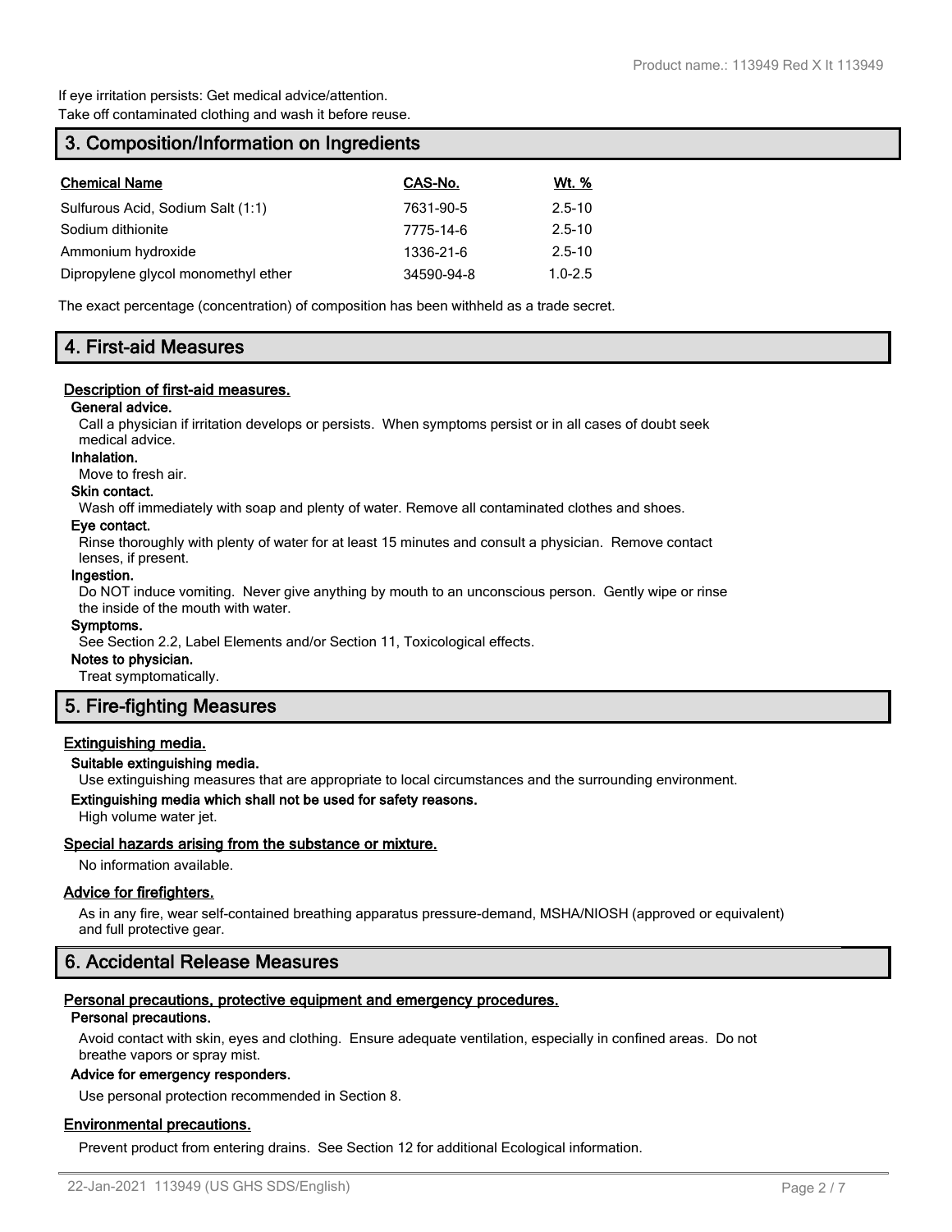If eye irritation persists: Get medical advice/attention.
Take off contaminated clothing and wash it before reuse.

## 3. Composition/Information on Ingredients

| Chemical Name | CAS-No. | Wt. % |
|---|---|---|
| Sulfurous Acid, Sodium Salt (1:1) | 7631-90-5 | 2.5-10 |
| Sodium dithionite | 7775-14-6 | 2.5-10 |
| Ammonium hydroxide | 1336-21-6 | 2.5-10 |
| Dipropylene glycol monomethyl ether | 34590-94-8 | 1.0-2.5 |

The exact percentage (concentration) of composition has been withheld as a trade secret.

## 4. First-aid Measures

### Description of first-aid measures.

**General advice.**

Call a physician if irritation develops or persists. When symptoms persist or in all cases of doubt seek medical advice.

**Inhalation.**

Move to fresh air.

**Skin contact.**

Wash off immediately with soap and plenty of water. Remove all contaminated clothes and shoes.

**Eye contact.**

Rinse thoroughly with plenty of water for at least 15 minutes and consult a physician. Remove contact lenses, if present.

**Ingestion.**

Do NOT induce vomiting. Never give anything by mouth to an unconscious person. Gently wipe or rinse the inside of the mouth with water.

**Symptoms.**

See Section 2.2, Label Elements and/or Section 11, Toxicological effects.

**Notes to physician.**

Treat symptomatically.

## 5. Fire-fighting Measures

### Extinguishing media.

**Suitable extinguishing media.**

Use extinguishing measures that are appropriate to local circumstances and the surrounding environment.

**Extinguishing media which shall not be used for safety reasons.**

High volume water jet.

### Special hazards arising from the substance or mixture.

No information available.

### Advice for firefighters.

As in any fire, wear self-contained breathing apparatus pressure-demand, MSHA/NIOSH (approved or equivalent) and full protective gear.

## 6. Accidental Release Measures

### Personal precautions, protective equipment and emergency procedures.

**Personal precautions.**

Avoid contact with skin, eyes and clothing. Ensure adequate ventilation, especially in confined areas. Do not breathe vapors or spray mist.

**Advice for emergency responders.**

Use personal protection recommended in Section 8.

### Environmental precautions.

Prevent product from entering drains. See Section 12 for additional Ecological information.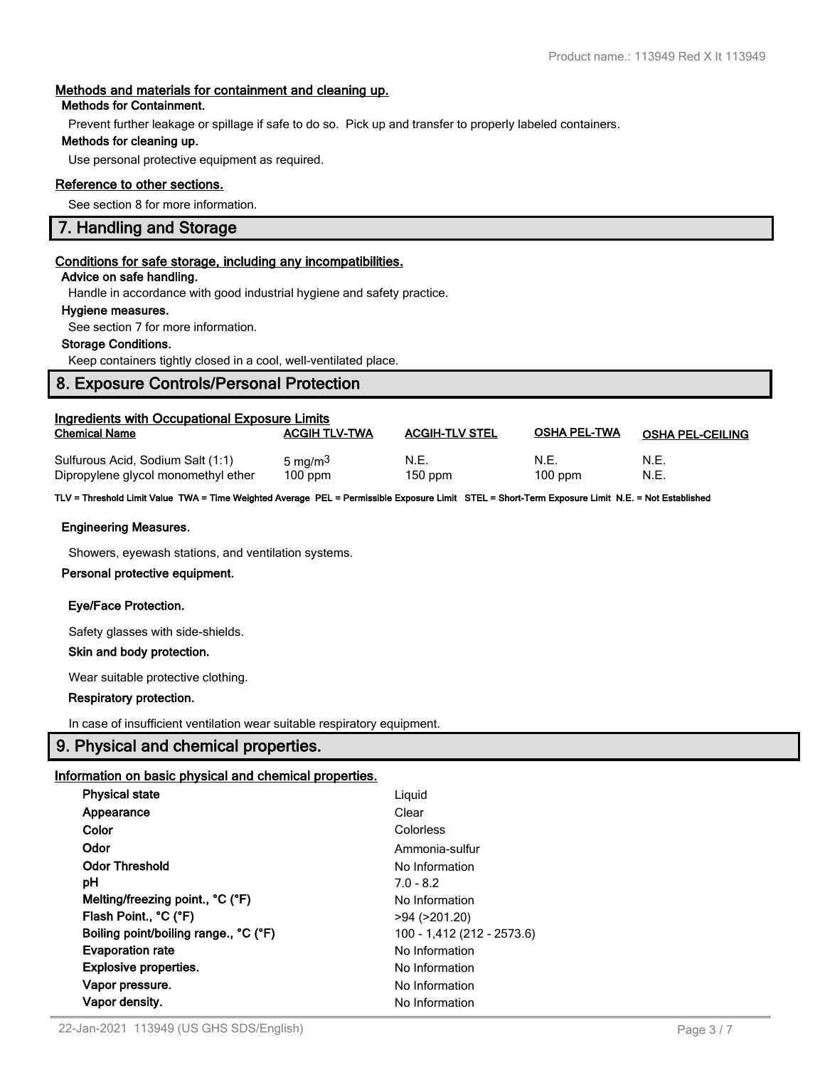### Methods and materials for containment and cleaning up.

**Methods for Containment.**

Prevent further leakage or spillage if safe to do so. Pick up and transfer to properly labeled containers.

**Methods for cleaning up.**

Use personal protective equipment as required.

### Reference to other sections.

See section 8 for more information.

## 7. Handling and Storage

### Conditions for safe storage, including any incompatibilities.

**Advice on safe handling.**

Handle in accordance with good industrial hygiene and safety practice.

**Hygiene measures.**

See section 7 for more information.

**Storage Conditions.**

Keep containers tightly closed in a cool, well-ventilated place.

## 8. Exposure Controls/Personal Protection

### Ingredients with Occupational Exposure Limits

| Chemical Name | ACGIH TLV-TWA | ACGIH-TLV STEL | OSHA PEL-TWA | OSHA PEL-CEILING |
|---|---|---|---|---|
| Sulfurous Acid, Sodium Salt (1:1) | 5 $mg/m^3$ | N.E. | N.E. | N.E. |
| Dipropylene glycol monomethyl ether | 100 ppm | 150 ppm | 100 ppm | N.E. |

**TLV = Threshold Limit Value TWA = Time Weighted Average PEL = Permissible Exposure Limit STEL = Short-Term Exposure Limit N.E. = Not Established**

**Engineering Measures.**

Showers, eyewash stations, and ventilation systems.

**Personal protective equipment.**

**Eye/Face Protection.**

Safety glasses with side-shields.

**Skin and body protection.**

Wear suitable protective clothing.

**Respiratory protection.**

In case of insufficient ventilation wear suitable respiratory equipment.

## 9. Physical and chemical properties.

### Information on basic physical and chemical properties.

| | |
|---|---|
| **Physical state** | Liquid |
| **Appearance** | Clear |
| **Color** | Colorless |
| **Odor** | Ammonia-sulfur |
| **Odor Threshold** | No Information |
| **pH** | 7.0 - 8.2 |
| **Melting/freezing point., °C (°F)** | No Information |
| **Flash Point., °C (°F)** | >94 (>201.20) |
| **Boiling point/boiling range., °C (°F)** | 100 - 1,412 (212 - 2573.6) |
| **Evaporation rate** | No Information |
| **Explosive properties.** | No Information |
| **Vapor pressure.** | No Information |
| **Vapor density.** | No Information |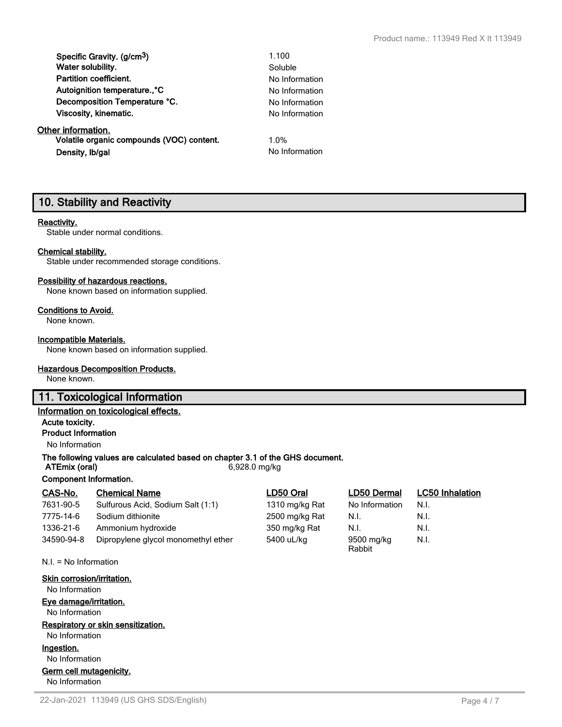| | |
|---|---|
| **Specific Gravity. (g/cm$^3$)** | 1.100 |
| **Water solubility.** | Soluble |
| **Partition coefficient.** | No Information |
| **Autoignition temperature.,°C** | No Information |
| **Decomposition Temperature °C.** | No Information |
| **Viscosity, kinematic.** | No Information |

**Other information.**

| | |
|---|---|
| **Volatile organic compounds (VOC) content.** | 1.0% |
| **Density, lb/gal** | No Information |

## 10. Stability and Reactivity

**Reactivity.**
Stable under normal conditions.

**Chemical stability.**
Stable under recommended storage conditions.

**Possibility of hazardous reactions.**
None known based on information supplied.

**Conditions to Avoid.**
None known.

**Incompatible Materials.**
None known based on information supplied.

**Hazardous Decomposition Products.**
None known.

## 11. Toxicological Information

**Information on toxicological effects.**

**Acute toxicity.**

**Product Information**

No Information

**The following values are calculated based on chapter 3.1 of the GHS document.**

**ATEmix (oral)** 6,928.0 mg/kg

**Component Information.**

| CAS-No. | Chemical Name | LD50 Oral | LD50 Dermal | LC50 Inhalation |
|---|---|---|---|---|
| 7631-90-5 | Sulfurous Acid, Sodium Salt (1:1) | 1310 mg/kg Rat | No Information | N.I. |
| 7775-14-6 | Sodium dithionite | 2500 mg/kg Rat | N.I. | N.I. |
| 1336-21-6 | Ammonium hydroxide | 350 mg/kg Rat | N.I. | N.I. |
| 34590-94-8 | Dipropylene glycol monomethyl ether | 5400 uL/kg | 9500 mg/kg Rabbit | N.I. |

N.I. = No Information

**Skin corrosion/irritation.**
No Information

**Eye damage/irritation.**
No Information

**Respiratory or skin sensitization.**
No Information

**Ingestion.**
No Information

**Germ cell mutagenicity.**
No Information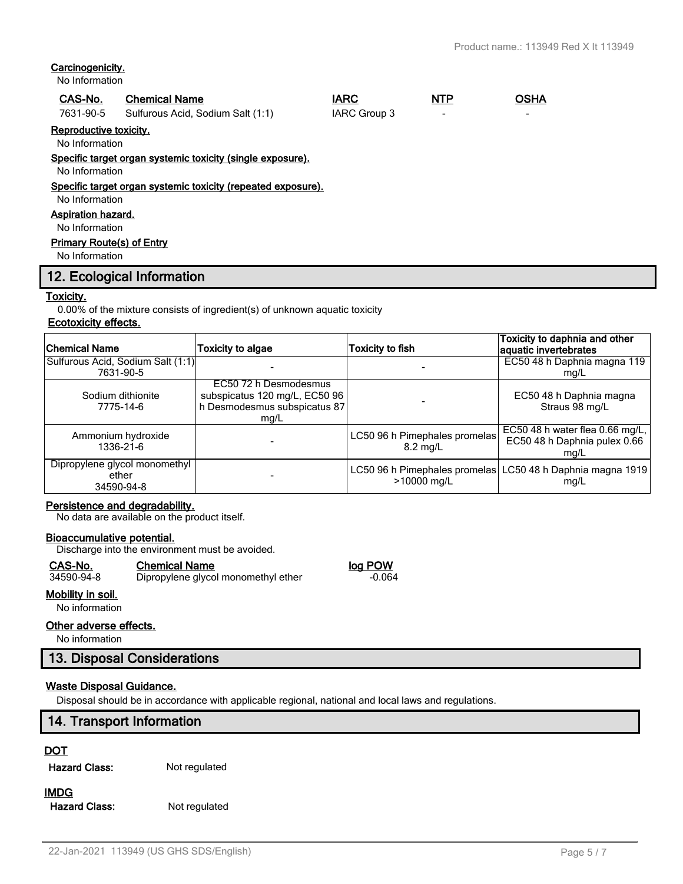#### Carcinogenicity.

No Information

| CAS-No. | Chemical Name | IARC | NTP | OSHA |
|---|---|---|---|---|
| 7631-90-5 | Sulfurous Acid, Sodium Salt (1:1) | IARC Group 3 | - | - |

#### Reproductive toxicity.

No Information

#### Specific target organ systemic toxicity (single exposure).

No Information

#### Specific target organ systemic toxicity (repeated exposure).

No Information

#### Aspiration hazard.

No Information

#### Primary Route(s) of Entry

No Information

## 12. Ecological Information

#### Toxicity.

0.00% of the mixture consists of ingredient(s) of unknown aquatic toxicity

#### Ecotoxicity effects.

| Chemical Name | Toxicity to algae | Toxicity to fish | Toxicity to daphnia and other aquatic invertebrates |
|---|---|---|---|
| Sulfurous Acid, Sodium Salt (1:1) 7631-90-5 | - | - | EC50 48 h Daphnia magna 119 mg/L |
| Sodium dithionite 7775-14-6 | EC50 72 h Desmodesmus subspicatus 120 mg/L, EC50 96 h Desmodesmus subspicatus 87 mg/L | - | EC50 48 h Daphnia magna Straus 98 mg/L |
| Ammonium hydroxide 1336-21-6 | - | LC50 96 h Pimephales promelas 8.2 mg/L | EC50 48 h water flea 0.66 mg/L, EC50 48 h Daphnia pulex 0.66 mg/L |
| Dipropylene glycol monomethyl ether 34590-94-8 | - | LC50 96 h Pimephales promelas >10000 mg/L | LC50 48 h Daphnia magna 1919 mg/L |

#### Persistence and degradability.

No data are available on the product itself.

#### Bioaccumulative potential.

Discharge into the environment must be avoided.

| CAS-No. | Chemical Name | log POW |
|---|---|---|
| 34590-94-8 | Dipropylene glycol monomethyl ether | -0.064 |

#### Mobility in soil.

No information

#### Other adverse effects.

No information

## 13. Disposal Considerations

#### Waste Disposal Guidance.

Disposal should be in accordance with applicable regional, national and local laws and regulations.

## 14. Transport Information

#### DOT

**Hazard Class:** Not regulated

#### IMDG

**Hazard Class:** Not regulated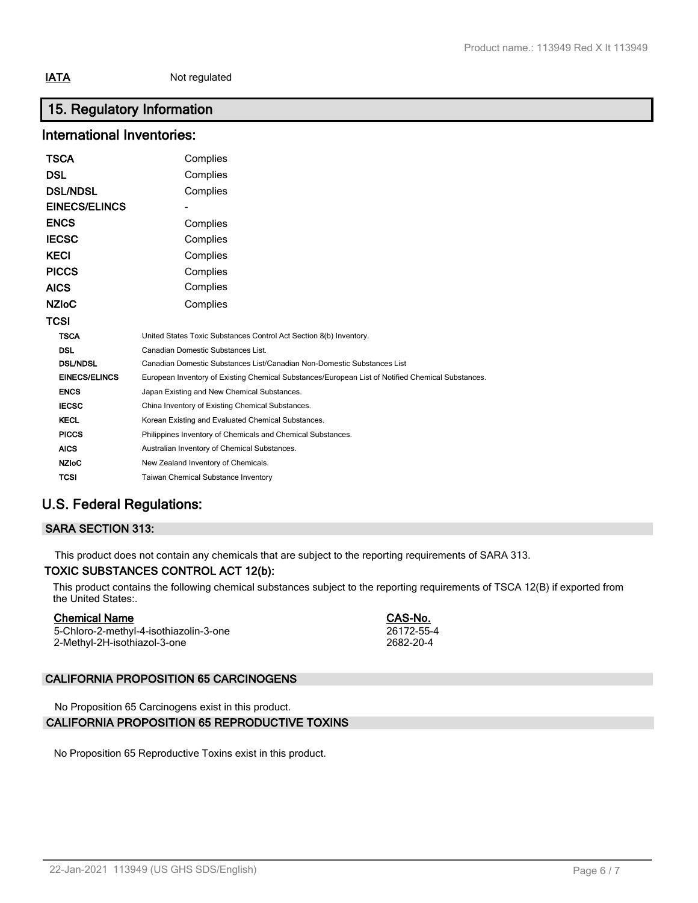**IATA** Not regulated

## 15. Regulatory Information

### International Inventories:

| | |
|---|---|
| **TSCA** | Complies |
| **DSL** | Complies |
| **DSL/NDSL** | Complies |
| **EINECS/ELINCS** | - |
| **ENCS** | Complies |
| **IECSC** | Complies |
| **KECI** | Complies |
| **PICCS** | Complies |
| **AICS** | Complies |
| **NZIoC** | Complies |
| **TCSI** | |

| | |
|---|---|
| **TSCA** | United States Toxic Substances Control Act Section 8(b) Inventory. |
| **DSL** | Canadian Domestic Substances List. |
| **DSL/NDSL** | Canadian Domestic Substances List/Canadian Non-Domestic Substances List |
| **EINECS/ELINCS** | European Inventory of Existing Chemical Substances/European List of Notified Chemical Substances. |
| **ENCS** | Japan Existing and New Chemical Substances. |
| **IECSC** | China Inventory of Existing Chemical Substances. |
| **KECL** | Korean Existing and Evaluated Chemical Substances. |
| **PICCS** | Philippines Inventory of Chemicals and Chemical Substances. |
| **AICS** | Australian Inventory of Chemical Substances. |
| **NZIoC** | New Zealand Inventory of Chemicals. |
| **TCSI** | Taiwan Chemical Substance Inventory |

### U.S. Federal Regulations:

#### SARA SECTION 313:

This product does not contain any chemicals that are subject to the reporting requirements of SARA 313.

#### TOXIC SUBSTANCES CONTROL ACT 12(b):

This product contains the following chemical substances subject to the reporting requirements of TSCA 12(B) if exported from the United States:.

| Chemical Name | CAS-No. |
|---|---|
| 5-Chloro-2-methyl-4-isothiazolin-3-one | 26172-55-4 |
| 2-Methyl-2H-isothiazol-3-one | 2682-20-4 |

#### CALIFORNIA PROPOSITION 65 CARCINOGENS

No Proposition 65 Carcinogens exist in this product.

#### CALIFORNIA PROPOSITION 65 REPRODUCTIVE TOXINS

No Proposition 65 Reproductive Toxins exist in this product.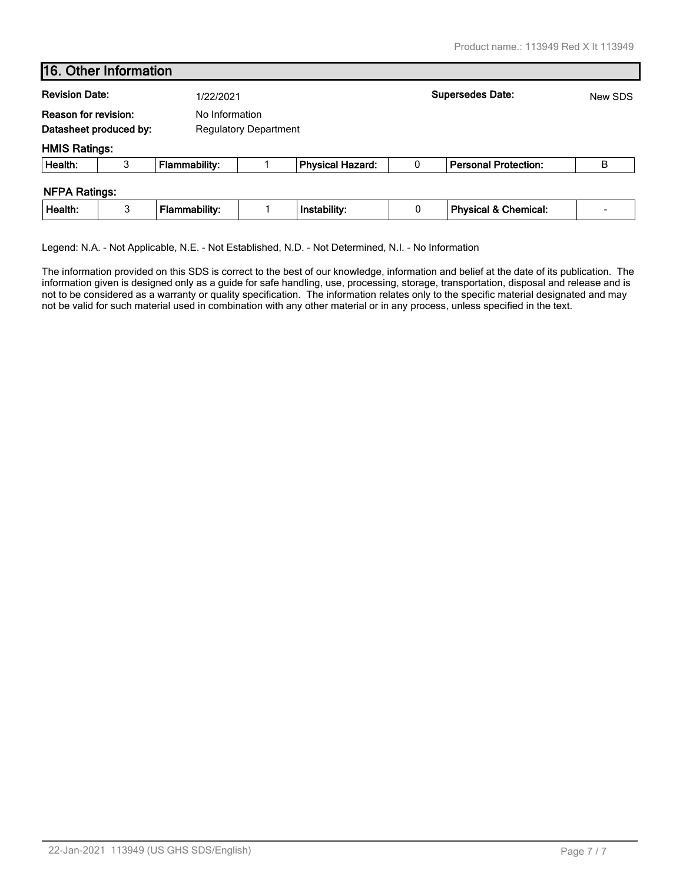## 16. Other Information

**Revision Date:** 1/22/2021 **Supersedes Date:** New SDS

**Reason for revision:** No Information

**Datasheet produced by:** Regulatory Department

**HMIS Ratings:**

| | | | | | | | |
|---|---|---|---|---|---|---|---|
| **Health:** | 3 | **Flammability:** | 1 | **Physical Hazard:** | 0 | **Personal Protection:** | B |

**NFPA Ratings:**

| | | | | | | | |
|---|---|---|---|---|---|---|---|
| **Health:** | 3 | **Flammability:** | 1 | **Instability:** | 0 | **Physical & Chemical:** | - |

Legend: N.A. - Not Applicable, N.E. - Not Established, N.D. - Not Determined, N.I. - No Information

The information provided on this SDS is correct to the best of our knowledge, information and belief at the date of its publication. The information given is designed only as a guide for safe handling, use, processing, storage, transportation, disposal and release and is not to be considered as a warranty or quality specification. The information relates only to the specific material designated and may not be valid for such material used in combination with any other material or in any process, unless specified in the text.